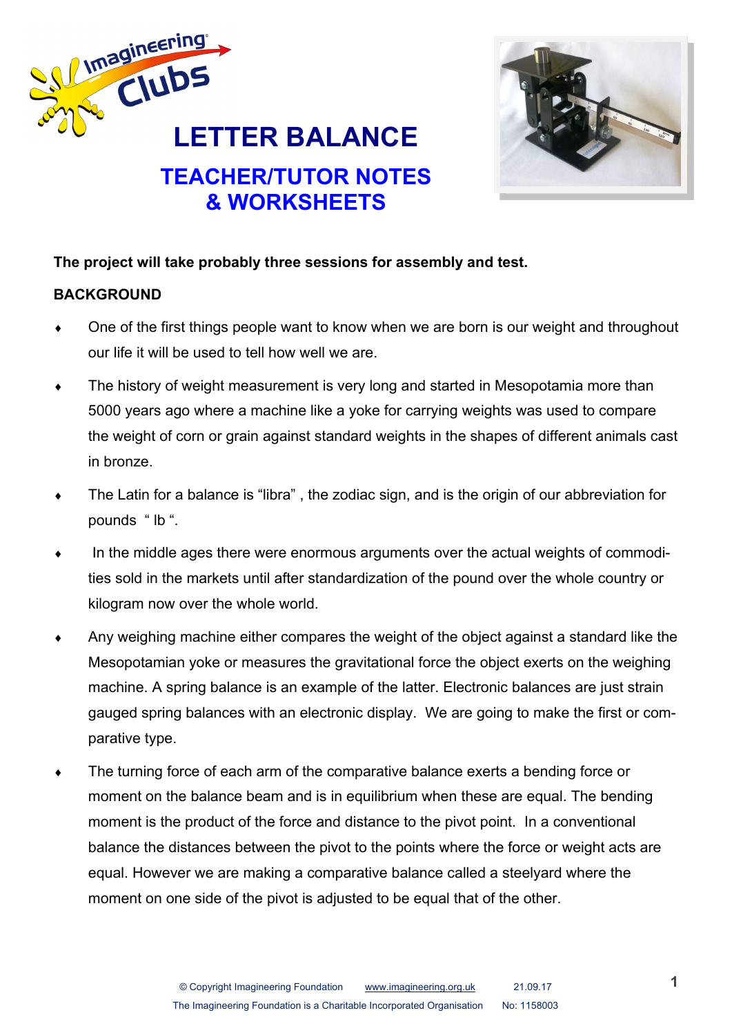# LETTER BALANCE

## TEACHER/TUTOR NOTES & WORKSHEETS

**The project will take probably three sessions for assembly and test.**

**BACKGROUND**

- One of the first things people want to know when we are born is our weight and throughout our life it will be used to tell how well we are.
- The history of weight measurement is very long and started in Mesopotamia more than 5000 years ago where a machine like a yoke for carrying weights was used to compare the weight of corn or grain against standard weights in the shapes of different animals cast in bronze.
- The Latin for a balance is "libra" , the zodiac sign, and is the origin of our abbreviation for pounds " lb ".
- In the middle ages there were enormous arguments over the actual weights of commodities sold in the markets until after standardization of the pound over the whole country or kilogram now over the whole world.
- Any weighing machine either compares the weight of the object against a standard like the Mesopotamian yoke or measures the gravitational force the object exerts on the weighing machine. A spring balance is an example of the latter. Electronic balances are just strain gauged spring balances with an electronic display. We are going to make the first or comparative type.
- The turning force of each arm of the comparative balance exerts a bending force or moment on the balance beam and is in equilibrium when these are equal. The bending moment is the product of the force and distance to the pivot point. In a conventional balance the distances between the pivot to the points where the force or weight acts are equal. However we are making a comparative balance called a steelyard where the moment on one side of the pivot is adjusted to be equal that of the other.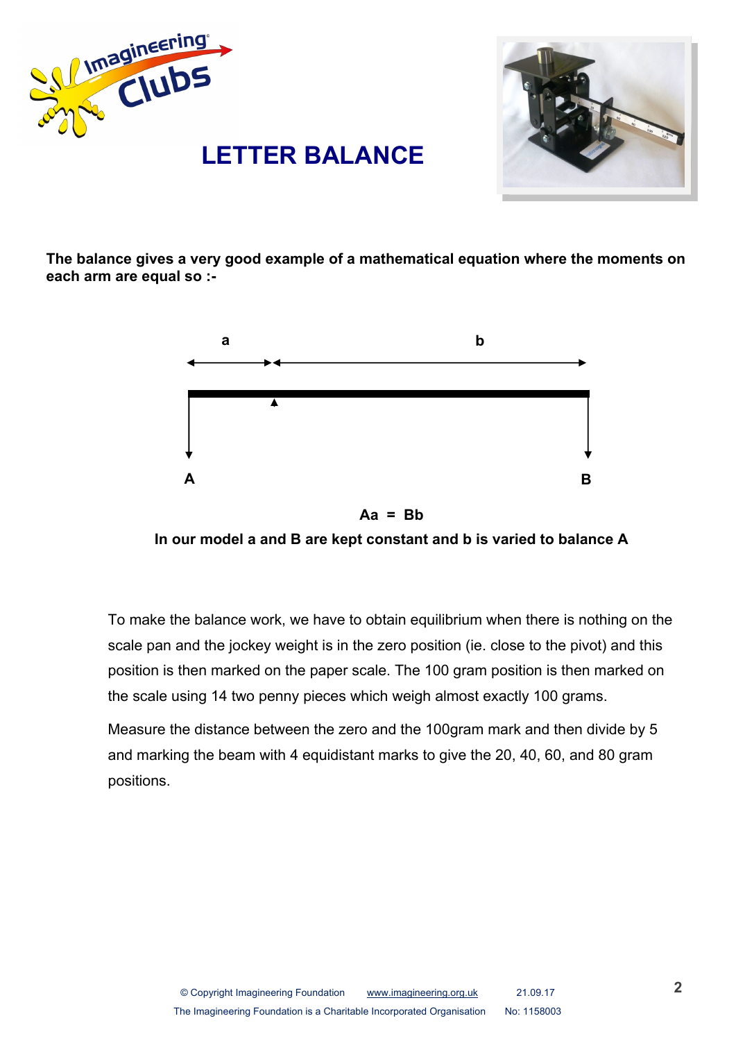# LETTER BALANCE

**The balance gives a very good example of a mathematical equation where the moments on each arm are equal so :-**

$$Aa = Bb$$

**In our model a and B are kept constant and b is varied to balance A**

To make the balance work, we have to obtain equilibrium when there is nothing on the scale pan and the jockey weight is in the zero position (ie. close to the pivot) and this position is then marked on the paper scale. The 100 gram position is then marked on the scale using 14 two penny pieces which weigh almost exactly 100 grams.

Measure the distance between the zero and the 100gram mark and then divide by 5 and marking the beam with 4 equidistant marks to give the 20, 40, 60, and 80 gram positions.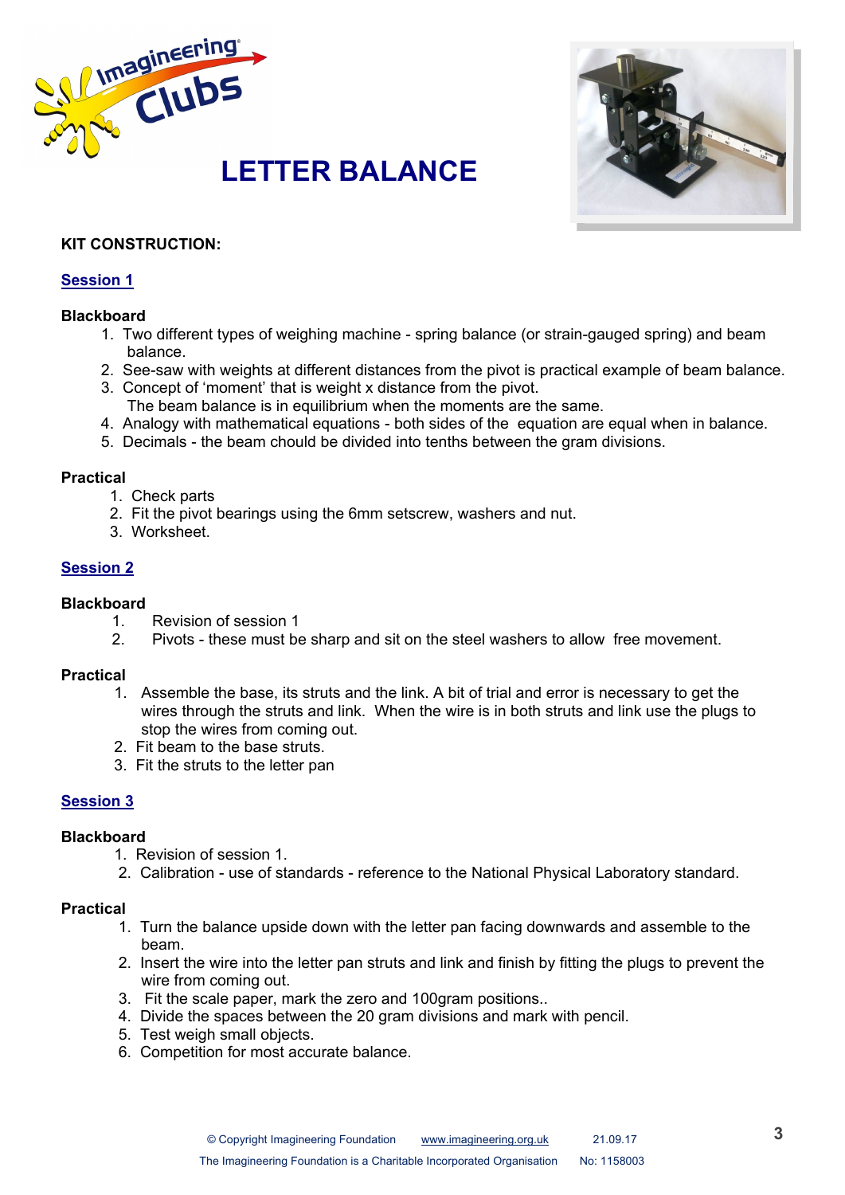# LETTER BALANCE

**KIT CONSTRUCTION:**

## Session 1

**Blackboard**

1. Two different types of weighing machine - spring balance (or strain-gauged spring) and beam balance.
2. See-saw with weights at different distances from the pivot is practical example of beam balance.
3. Concept of 'moment' that is weight x distance from the pivot.
   The beam balance is in equilibrium when the moments are the same.
4. Analogy with mathematical equations - both sides of the equation are equal when in balance.
5. Decimals - the beam chould be divided into tenths between the gram divisions.

**Practical**

1. Check parts
2. Fit the pivot bearings using the 6mm setscrew, washers and nut.
3. Worksheet.

## Session 2

**Blackboard**

1. Revision of session 1
2. Pivots - these must be sharp and sit on the steel washers to allow free movement.

**Practical**

1. Assemble the base, its struts and the link. A bit of trial and error is necessary to get the wires through the struts and link. When the wire is in both struts and link use the plugs to stop the wires from coming out.
2. Fit beam to the base struts.
3. Fit the struts to the letter pan

## Session 3

**Blackboard**

1. Revision of session 1.
2. Calibration - use of standards - reference to the National Physical Laboratory standard.

**Practical**

1. Turn the balance upside down with the letter pan facing downwards and assemble to the beam.
2. Insert the wire into the letter pan struts and link and finish by fitting the plugs to prevent the wire from coming out.
3. Fit the scale paper, mark the zero and 100gram positions..
4. Divide the spaces between the 20 gram divisions and mark with pencil.
5. Test weigh small objects.
6. Competition for most accurate balance.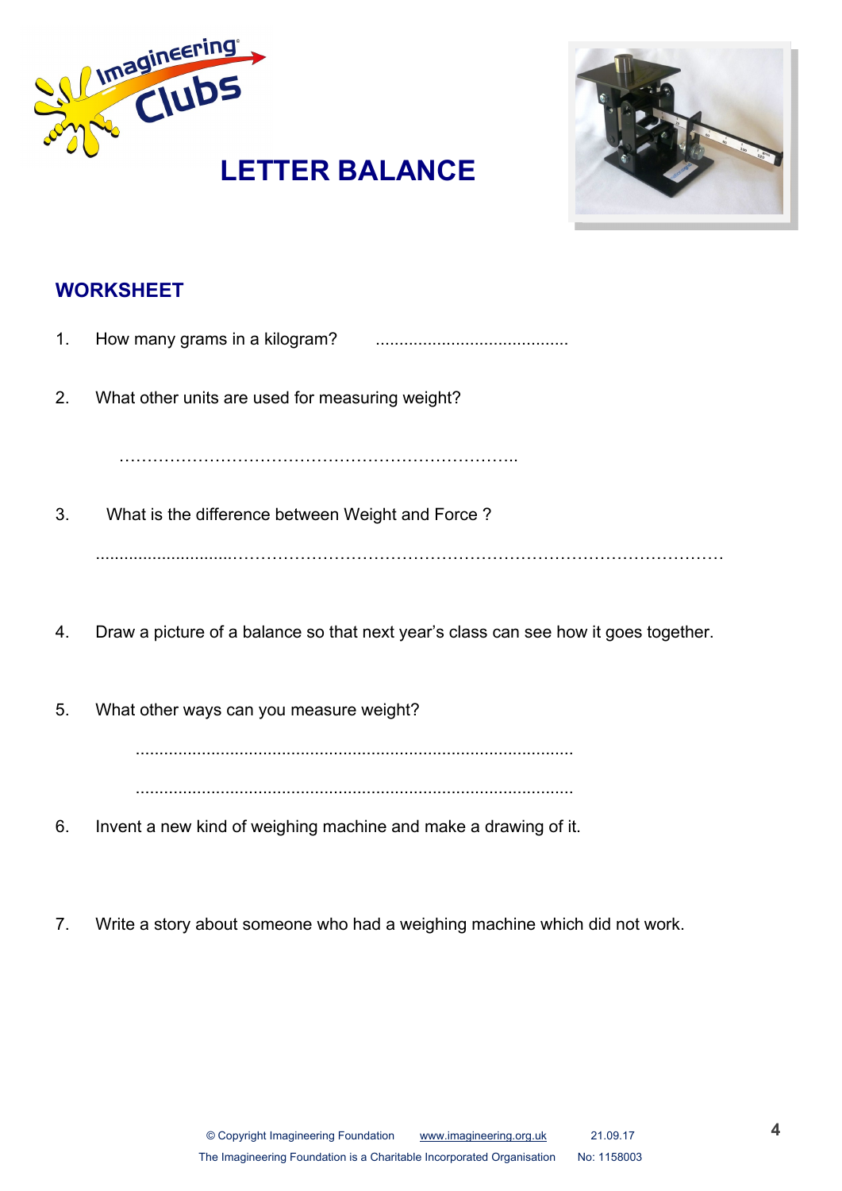# LETTER BALANCE

## WORKSHEET

1. How many grams in a kilogram? ........................................

2. What other units are used for measuring weight?

   ………………………………………………………………..

3. What is the difference between Weight and Force ?

   ............................…………………………………………………………………………

4. Draw a picture of a balance so that next year's class can see how it goes together.

5. What other ways can you measure weight?

   ...........................................................................................

   ...........................................................................................

6. Invent a new kind of weighing machine and make a drawing of it.

7. Write a story about someone who had a weighing machine which did not work.

© Copyright Imagineering Foundation www.imagineering.org.uk 21.09.17

The Imagineering Foundation is a Charitable Incorporated Organisation No: 1158003